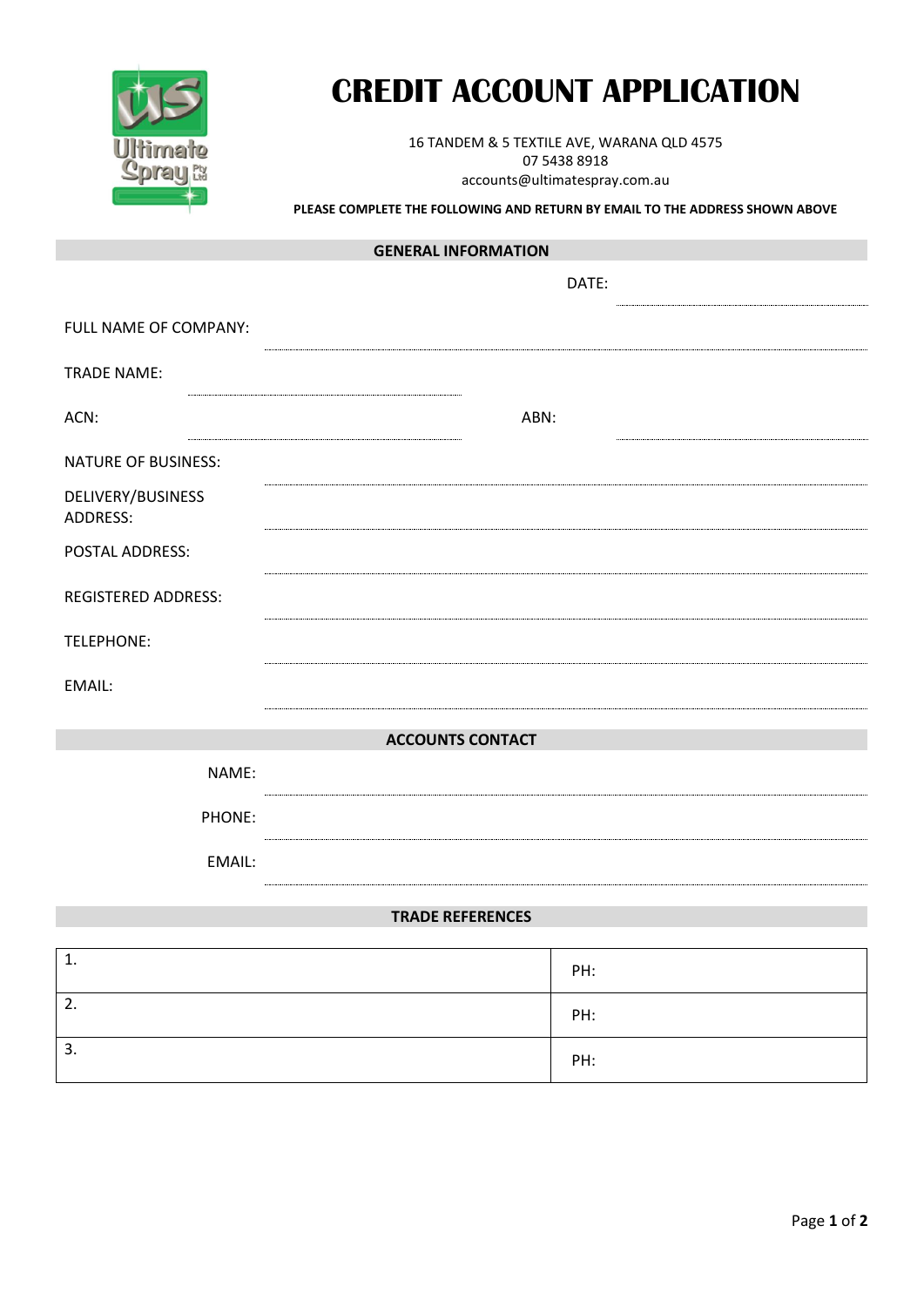# CREDIT ACCOUNT APPLICATION

16 TANDEM & 5 TEXTILE AVE, WARANA QLD 4575
07 5438 8918
accounts@ultimatespray.com.au

**PLEASE COMPLETE THE FOLLOWING AND RETURN BY EMAIL TO THE ADDRESS SHOWN ABOVE**

## GENERAL INFORMATION

DATE: ..............................

FULL NAME OF COMPANY: ..............................

TRADE NAME: ..............................

ACN: .............................. ABN: ..............................

NATURE OF BUSINESS: ..............................

DELIVERY/BUSINESS ADDRESS: ..............................

POSTAL ADDRESS: ..............................

REGISTERED ADDRESS: ..............................

TELEPHONE: ..............................

EMAIL: ..............................

## ACCOUNTS CONTACT

NAME: ..............................

PHONE: ..............................

EMAIL: ..............................

## TRADE REFERENCES

| | |
|---|---|
| 1. | PH: |
| 2. | PH: |
| 3. | PH: |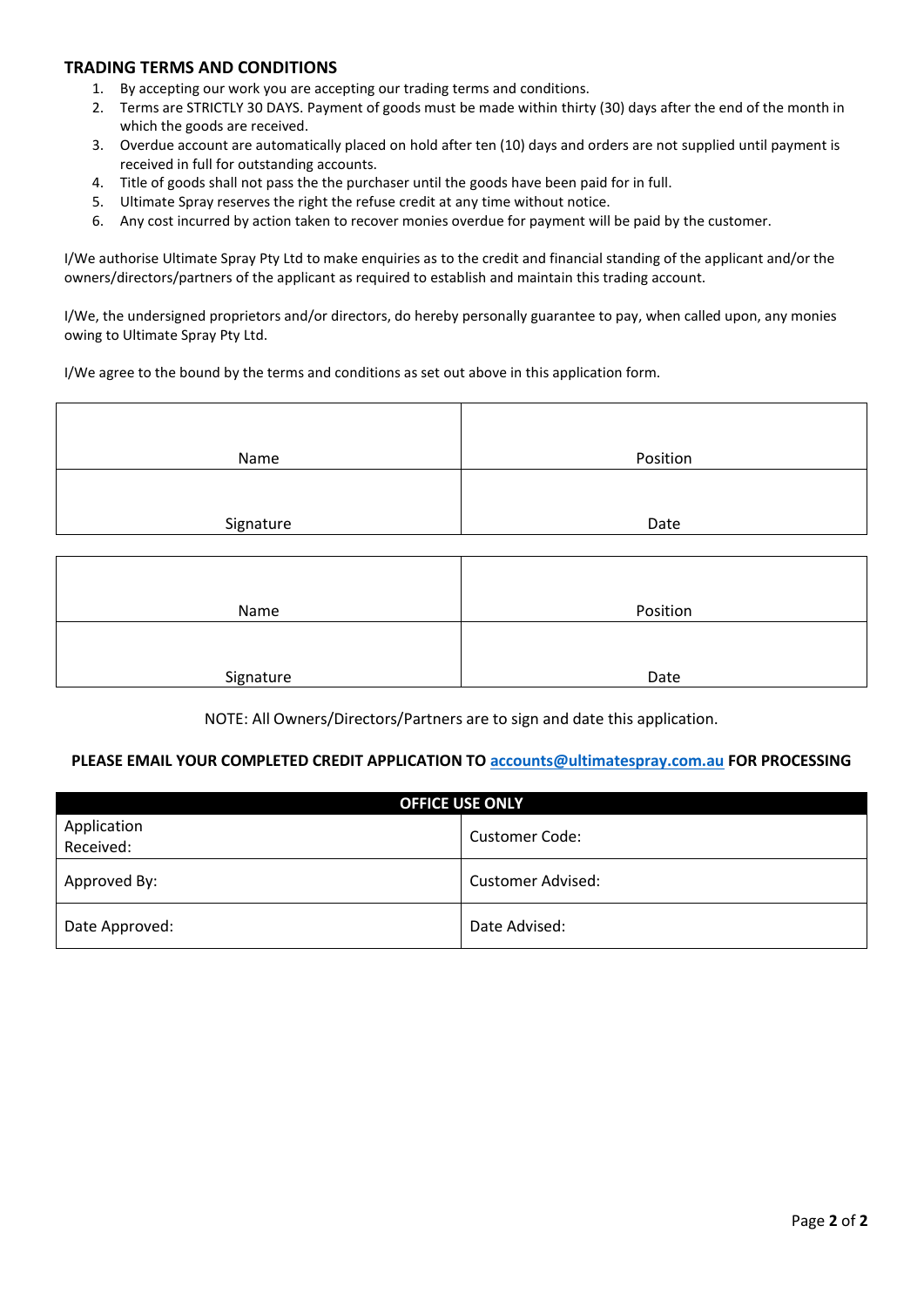## TRADING TERMS AND CONDITIONS

1. By accepting our work you are accepting our trading terms and conditions.
2. Terms are STRICTLY 30 DAYS. Payment of goods must be made within thirty (30) days after the end of the month in which the goods are received.
3. Overdue account are automatically placed on hold after ten (10) days and orders are not supplied until payment is received in full for outstanding accounts.
4. Title of goods shall not pass the the purchaser until the goods have been paid for in full.
5. Ultimate Spray reserves the right the refuse credit at any time without notice.
6. Any cost incurred by action taken to recover monies overdue for payment will be paid by the customer.

I/We authorise Ultimate Spray Pty Ltd to make enquiries as to the credit and financial standing of the applicant and/or the owners/directors/partners of the applicant as required to establish and maintain this trading account.

I/We, the undersigned proprietors and/or directors, do hereby personally guarantee to pay, when called upon, any monies owing to Ultimate Spray Pty Ltd.

I/We agree to the bound by the terms and conditions as set out above in this application form.

| | |
|---|---|
| Name | Position |
| Signature | Date |

| | |
|---|---|
| Name | Position |
| Signature | Date |

NOTE: All Owners/Directors/Partners are to sign and date this application.

**PLEASE EMAIL YOUR COMPLETED CREDIT APPLICATION TO accounts@ultimatespray.com.au FOR PROCESSING**

| OFFICE USE ONLY | |
|---|---|
| Application Received: | Customer Code: |
| Approved By: | Customer Advised: |
| Date Approved: | Date Advised: |